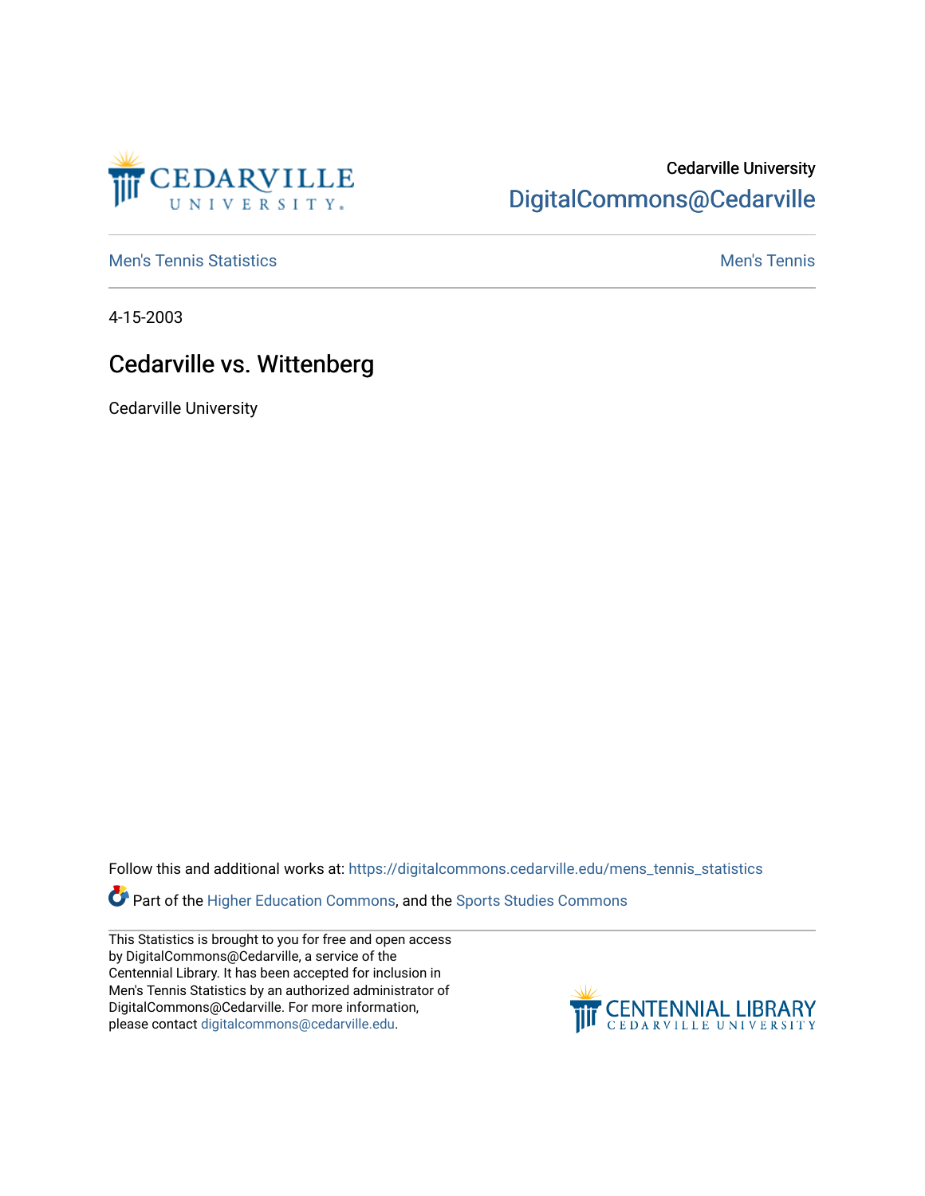Cedarville University

DigitalCommons@Cedarville

Men's Tennis Statistics

Men's Tennis

4-15-2003

# Cedarville vs. Wittenberg

Cedarville University

Follow this and additional works at: https://digitalcommons.cedarville.edu/mens_tennis_statistics

Part of the Higher Education Commons, and the Sports Studies Commons

This Statistics is brought to you for free and open access by DigitalCommons@Cedarville, a service of the Centennial Library. It has been accepted for inclusion in Men's Tennis Statistics by an authorized administrator of DigitalCommons@Cedarville. For more information, please contact digitalcommons@cedarville.edu.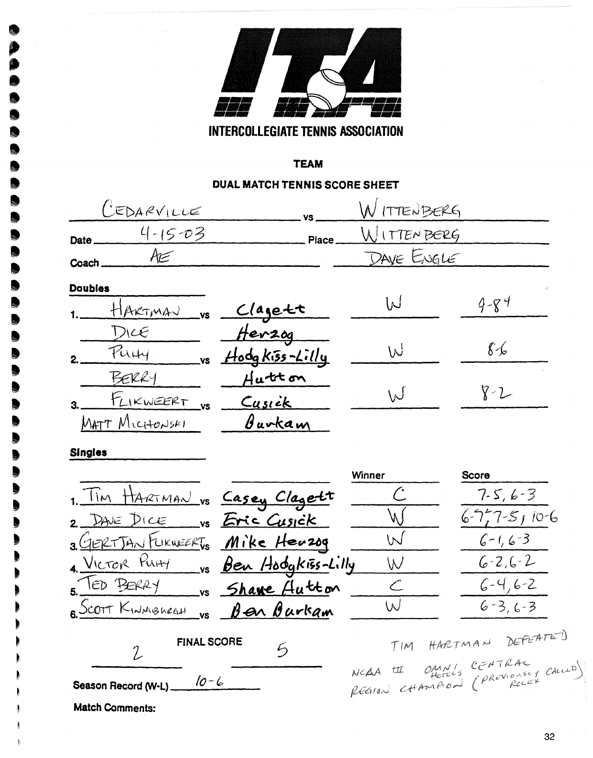ITA

**INTERCOLLEGIATE TENNIS ASSOCIATION**

**TEAM**

**DUAL MATCH TENNIS SCORE SHEET**

CEDARVILLE vs WITTENBERG

Date 4-15-03 Place WITTENBERG

Coach AE DAVE ENGLE

**Doubles**

| | | | | | |
|---|---|---|---|---|---|
| 1. | HARTMAN / DICE | vs | Clagett / Herzog | W | 9-8⁴ |
| 2. | PUHY / BERRY | vs | Hodgkiss-Lilly / Hutton | W | 8-6 |
| 3. | FLIKWEERT / MATT MICHONSKI | vs | Cusick / Burkam | W | 8-2 |

**Singles**

| | | | | Winner | Score |
|---|---|---|---|---|---|
| 1. | TIM HARTMAN | vs | Casey Clagett | C | 7-5, 6-3 |
| 2. | DAVE DICE | vs | Eric Cusick | W | 6-7², 7-5, 10-6 |
| 3. | GERTJAN FLIKWEERT | vs | Mike Herzog | W | 6-1, 6-3 |
| 4. | VICTOR PUHY | vs | Ben Hodgkiss-Lilly | W | 6-2, 6-2 |
| 5. | TED BERRY | vs | Shane Hutton | C | 6-4, 6-2 |
| 6. | SCOTT KINNIBURGH | vs | Ben Burkam | W | 6-3, 6-3 |

FINAL SCORE 2 5

Season Record (W-L) 10-6

Match Comments:

TIM HARTMAN DEFEATED NCAA III OMNI HOTELS CENTRAL REGION CHAMPION (PREVIOUSLY CALLED ROLEX)